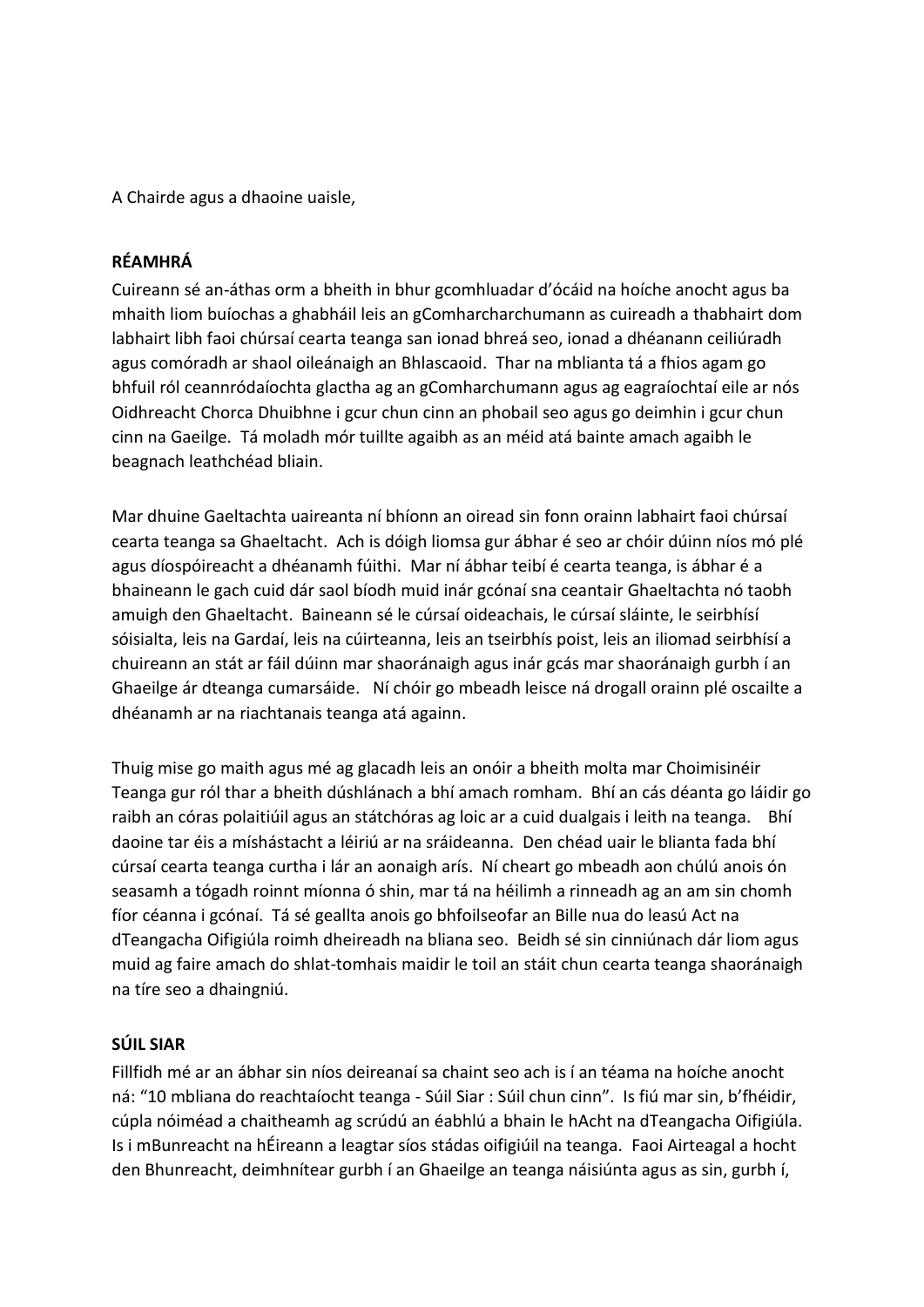A Chairde agus a dhaoine uaisle,

**RÉAMHRÁ**

Cuireann sé an-áthas orm a bheith in bhur gcomhluadar d'ócáid na hoíche anocht agus ba mhaith liom buíochas a ghabháil leis an gComharcharchumann as cuireadh a thabhairt dom labhairt libh faoi chúrsaí cearta teanga san ionad bhreá seo, ionad a dhéanann ceiliúradh agus comóradh ar shaol oileánaigh an Bhlascaoid. Thar na mblianta tá a fhios agam go bhfuil ról ceannródaíochta glactha ag an gComharchumann agus ag eagraíochtaí eile ar nós Oidhreacht Chorca Dhuibhne i gcur chun cinn an phobail seo agus go deimhin i gcur chun cinn na Gaeilge. Tá moladh mór tuillte agaibh as an méid atá bainte amach agaibh le beagnach leathchéad bliain.

Mar dhuine Gaeltachta uaireanta ní bhíonn an oiread sin fonn orainn labhairt faoi chúrsaí cearta teanga sa Ghaeltacht. Ach is dóigh liomsa gur ábhar é seo ar chóir dúinn níos mó plé agus díospóireacht a dhéanamh fúithi. Mar ní ábhar teibí é cearta teanga, is ábhar é a bhaineann le gach cuid dár saol bíodh muid inár gcónaí sna ceantair Ghaeltachta nó taobh amuigh den Ghaeltacht. Baineann sé le cúrsaí oideachais, le cúrsaí sláinte, le seirbhísí sóisialta, leis na Gardaí, leis na cúirteanna, leis an tseirbhís poist, leis an iliomad seirbhísí a chuireann an stát ar fáil dúinn mar shaoránaigh agus inár gcás mar shaoránaigh gurbh í an Ghaeilge ár dteanga cumarsáide. Ní chóir go mbeadh leisce ná drogall orainn plé oscailte a dhéanamh ar na riachtanais teanga atá againn.

Thuig mise go maith agus mé ag glacadh leis an onóir a bheith molta mar Choimisinéir Teanga gur ról thar a bheith dúshlánach a bhí amach romham. Bhí an cás déanta go láidir go raibh an córas polaitiúil agus an státchóras ag loic ar a cuid dualgais i leith na teanga. Bhí daoine tar éis a míshástacht a léiriú ar na sráideanna. Den chéad uair le blianta fada bhí cúrsaí cearta teanga curtha i lár an aonaigh arís. Ní cheart go mbeadh aon chúlú anois ón seasamh a tógadh roinnt míonna ó shin, mar tá na héilimh a rinneadh ag an am sin chomh fíor céanna i gcónaí. Tá sé geallta anois go bhfoilseofar an Bille nua do leasú Act na dTeangacha Oifigiúla roimh dheireadh na bliana seo. Beidh sé sin cinniúnach dár liom agus muid ag faire amach do shlat-tomhais maidir le toil an stáit chun cearta teanga shaoránaigh na tíre seo a dhaingniú.

**SÚIL SIAR**

Fillfidh mé ar an ábhar sin níos deireanaí sa chaint seo ach is í an téama na hoíche anocht ná: "10 mbliana do reachtaíocht teanga - Súil Siar : Súil chun cinn". Is fiú mar sin, b'fhéidir, cúpla nóiméad a chaitheamh ag scrúdú an éabhlú a bhain le hAcht na dTeangacha Oifigiúla. Is i mBunreacht na hÉireann a leagtar síos stádas oifigiúil na teanga. Faoi Airteagal a hocht den Bhunreacht, deimhnítear gurbh í an Ghaeilge an teanga náisiúnta agus as sin, gurbh í,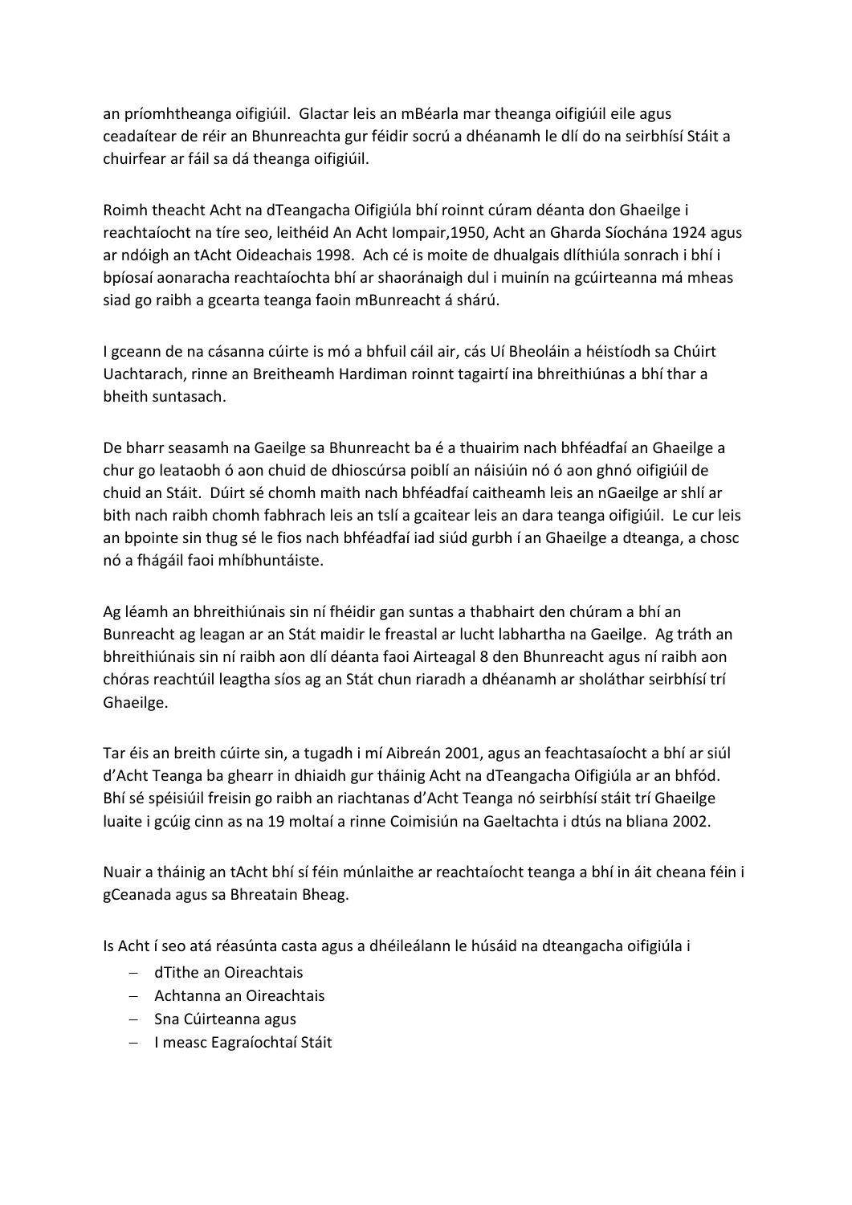an príomhtheanga oifigiúil. Glactar leis an mBéarla mar theanga oifigiúil eile agus ceadaítear de réir an Bhunreachta gur féidir socrú a dhéanamh le dlí do na seirbhísí Stáit a chuirfear ar fáil sa dá theanga oifigiúil.

Roimh theacht Acht na dTeangacha Oifigiúla bhí roinnt cúram déanta don Ghaeilge i reachtaíocht na tíre seo, leithéid An Acht Iompair,1950, Acht an Gharda Síochána 1924 agus ar ndóigh an tAcht Oideachais 1998. Ach cé is moite de dhualgais dlíthiúla sonrach i bhí i bpíosaí aonaracha reachtaíochta bhí ar shaoránaigh dul i muinín na gcúirteanna má mheas siad go raibh a gcearta teanga faoin mBunreacht á shárú.

I gceann de na cásanna cúirte is mó a bhfuil cáil air, cás Uí Bheoláin a héistíodh sa Chúirt Uachtarach, rinne an Breitheamh Hardiman roinnt tagairtí ina bhreithiúnas a bhí thar a bheith suntasach.

De bharr seasamh na Gaeilge sa Bhunreacht ba é a thuairim nach bhféadfaí an Ghaeilge a chur go leataobh ó aon chuid de dhioscúrsa poiblí an náisiúin nó ó aon ghnó oifigiúil de chuid an Stáit. Dúirt sé chomh maith nach bhféadfaí caitheamh leis an nGaeilge ar shlí ar bith nach raibh chomh fabhrach leis an tslí a gcaitear leis an dara teanga oifigiúil. Le cur leis an bpointe sin thug sé le fios nach bhféadfaí iad siúd gurbh í an Ghaeilge a dteanga, a chosc nó a fhágáil faoi mhíbhuntáiste.

Ag léamh an bhreithiúnais sin ní fhéidir gan suntas a thabhairt den chúram a bhí an Bunreacht ag leagan ar an Stát maidir le freastal ar lucht labhartha na Gaeilge. Ag tráth an bhreithiúnais sin ní raibh aon dlí déanta faoi Airteagal 8 den Bhunreacht agus ní raibh aon chóras reachtúil leagtha síos ag an Stát chun riaradh a dhéanamh ar sholáthar seirbhísí trí Ghaeilge.

Tar éis an breith cúirte sin, a tugadh i mí Aibreán 2001, agus an feachtasaíocht a bhí ar siúl d'Acht Teanga ba ghearr in dhiaidh gur tháinig Acht na dTeangacha Oifigiúla ar an bhfód. Bhí sé spéisiúil freisin go raibh an riachtanas d'Acht Teanga nó seirbhísí stáit trí Ghaeilge luaite i gcúig cinn as na 19 moltaí a rinne Coimisiún na Gaeltachta i dtús na bliana 2002.

Nuair a tháinig an tAcht bhí sí féin múnlaithe ar reachtaíocht teanga a bhí in áit cheana féin i gCeanada agus sa Bhreatain Bheag.

Is Acht í seo atá réasúnta casta agus a dhéileálann le húsáid na dteangacha oifigiúla i

- dTithe an Oireachtais
- Achtanna an Oireachtais
- Sna Cúirteanna agus
- I measc Eagraíochtaí Stáit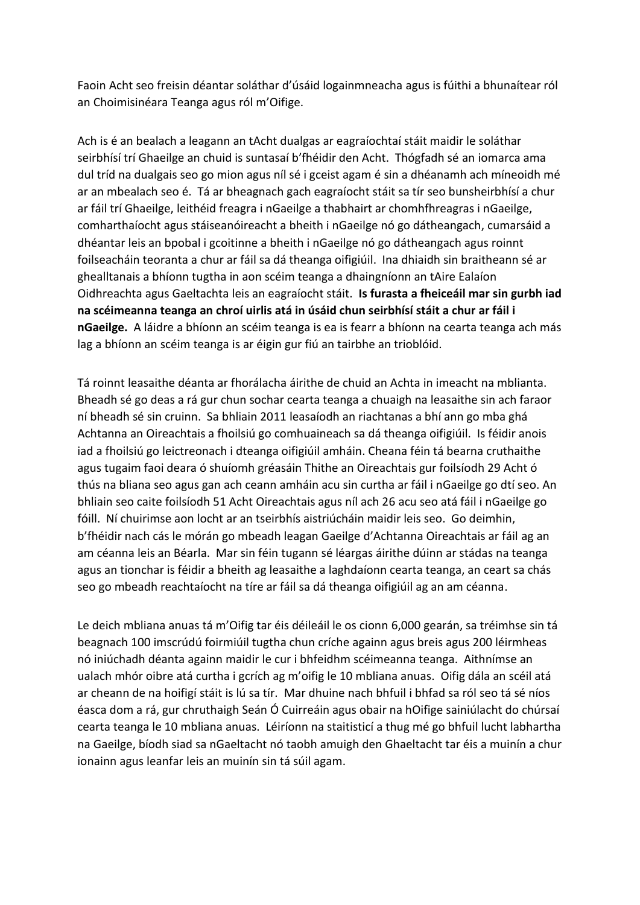Faoin Acht seo freisin déantar soláthar d'úsáid logainmneacha agus is fúithi a bhunaítear ról an Choimisinéara Teanga agus ról m'Oifige.

Ach is é an bealach a leagann an tAcht dualgas ar eagraíochtaí stáit maidir le soláthar seirbhísí trí Ghaeilge an chuid is suntasaí b'fhéidir den Acht. Thógfadh sé an iomarca ama dul tríd na dualgais seo go mion agus níl sé i gceist agam é sin a dhéanamh ach míneoidh mé ar an mbealach seo é. Tá ar bheagnach gach eagraíocht stáit sa tír seo bunsheirbhísí a chur ar fáil trí Ghaeilge, leithéid freagra i nGaeilge a thabhairt ar chomhfhreagras i nGaeilge, comharthaíocht agus stáiseanóireacht a bheith i nGaeilge nó go dátheangach, cumarsáid a dhéantar leis an bpobal i gcoitinne a bheith i nGaeilge nó go dátheangach agus roinnt foilseacháin teoranta a chur ar fáil sa dá theanga oifigiúil. Ina dhiaidh sin braitheann sé ar ghealltanais a bhíonn tugtha in aon scéim teanga a dhaingníonn an tAire Ealaíon Oidhreachta agus Gaeltachta leis an eagraíocht stáit. **Is furasta a fheiceáil mar sin gurbh iad na scéimeanna teanga an chroí uirlis atá in úsáid chun seirbhísí stáit a chur ar fáil i nGaeilge.** A láidre a bhíonn an scéim teanga is ea is fearr a bhíonn na cearta teanga ach más lag a bhíonn an scéim teanga is ar éigin gur fiú an tairbhe an trioblóid.

Tá roinnt leasaithe déanta ar fhorálacha áirithe de chuid an Achta in imeacht na mblianta. Bheadh sé go deas a rá gur chun sochar cearta teanga a chuaigh na leasaithe sin ach faraor ní bheadh sé sin cruinn. Sa bhliain 2011 leasaíodh an riachtanas a bhí ann go mba ghá Achtanna an Oireachtais a fhoilsiú go comhuaineach sa dá theanga oifigiúil. Is féidir anois iad a fhoilsiú go leictreonach i dteanga oifigiúil amháin. Cheana féin tá bearna cruthaithe agus tugaim faoi deara ó shuíomh gréasáin Thithe an Oireachtais gur foilsíodh 29 Acht ó thús na bliana seo agus gan ach ceann amháin acu sin curtha ar fáil i nGaeilge go dtí seo. An bhliain seo caite foilsíodh 51 Acht Oireachtais agus níl ach 26 acu seo atá fáil i nGaeilge go fóill. Ní chuirimse aon locht ar an tseirbhís aistriúcháin maidir leis seo. Go deimhin, b'fhéidir nach cás le mórán go mbeadh leagan Gaeilge d'Achtanna Oireachtais ar fáil ag an am céanna leis an Béarla. Mar sin féin tugann sé léargas áirithe dúinn ar stádas na teanga agus an tionchar is féidir a bheith ag leasaithe a laghdaíonn cearta teanga, an ceart sa chás seo go mbeadh reachtaíocht na tíre ar fáil sa dá theanga oifigiúil ag an am céanna.

Le deich mbliana anuas tá m'Oifig tar éis déileáil le os cionn 6,000 gearán, sa tréimhse sin tá beagnach 100 imscrúdú foirmiúil tugtha chun críche againn agus breis agus 200 léirmheas nó iniúchadh déanta againn maidir le cur i bhfeidhm scéimeanna teanga. Aithnímse an ualach mhór oibre atá curtha i gcrích ag m'oifig le 10 mbliana anuas. Oifig dála an scéil atá ar cheann de na hoifigí stáit is lú sa tír. Mar dhuine nach bhfuil i bhfad sa ról seo tá sé níos éasca dom a rá, gur chruthaigh Seán Ó Cuirreáin agus obair na hOifige sainiúlacht do chúrsaí cearta teanga le 10 mbliana anuas. Léiríonn na staitisticí a thug mé go bhfuil lucht labhartha na Gaeilge, bíodh siad sa nGaeltacht nó taobh amuigh den Ghaeltacht tar éis a muinín a chur ionainn agus leanfar leis an muinín sin tá súil agam.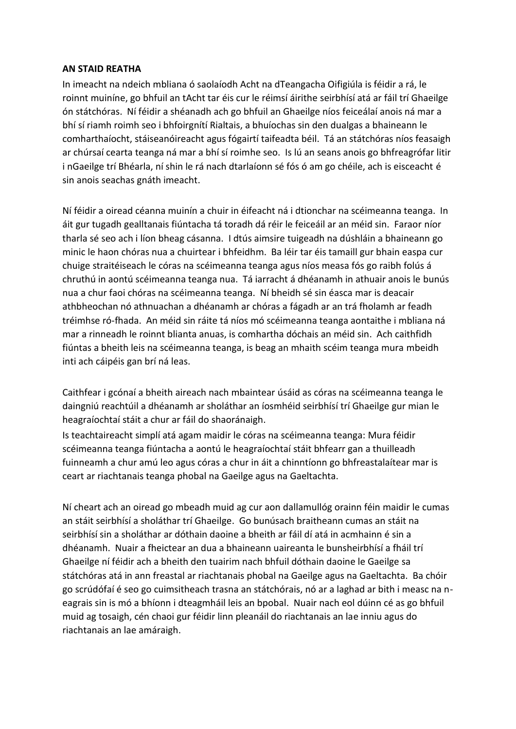**AN STAID REATHA**

In imeacht na ndeich mbliana ó saolaíodh Acht na dTeangacha Oifigiúla is féidir a rá, le roinnt muiníne, go bhfuil an tAcht tar éis cur le réimsí áirithe seirbhísí atá ar fáil trí Ghaeilge ón státchóras. Ní féidir a shéanadh ach go bhfuil an Ghaeilge níos feiceálaí anois ná mar a bhí sí riamh roimh seo i bhfoirgnítí Rialtais, a bhuíochas sin den dualgas a bhaineann le comharthaíocht, stáiseanóireacht agus fógairtí taifeadta béil. Tá an státchóras níos feasaigh ar chúrsaí cearta teanga ná mar a bhí sí roimhe seo. Is lú an seans anois go bhfreagrófar litir i nGaeilge trí Bhéarla, ní shin le rá nach dtarlaíonn sé fós ó am go chéile, ach is eisceacht é sin anois seachas gnáth imeacht.

Ní féidir a oiread céanna muinín a chuir in éifeacht ná i dtionchar na scéimeanna teanga. In áit gur tugadh gealltanais fiúntacha tá toradh dá réir le feiceáil ar an méid sin. Faraor níor tharla sé seo ach i líon bheag cásanna. I dtús aimsire tuigeadh na dúshláin a bhaineann go minic le haon chóras nua a chuirtear i bhfeidhm. Ba léir tar éis tamaill gur bhain easpa cur chuige straitéiseach le córas na scéimeanna teanga agus níos measa fós go raibh folús á chruthú in aontú scéimeanna teanga nua. Tá iarracht á dhéanamh in athuair anois le bunús nua a chur faoi chóras na scéimeanna teanga. Ní bheidh sé sin éasca mar is deacair athbheochan nó athnuachan a dhéanamh ar chóras a fágadh ar an trá fholamh ar feadh tréimhse ró-fhada. An méid sin ráite tá níos mó scéimeanna teanga aontaithe i mbliana ná mar a rinneadh le roinnt blianta anuas, is comhartha dóchais an méid sin. Ach caithfidh fiúntas a bheith leis na scéimeanna teanga, is beag an mhaith scéim teanga mura mbeidh inti ach cáipéis gan brí ná leas.

Caithfear i gcónaí a bheith aireach nach mbaintear úsáid as córas na scéimeanna teanga le daingniú reachtúil a dhéanamh ar sholáthar an íosmhéid seirbhísí trí Ghaeilge gur mian le heagraíochtaí stáit a chur ar fáil do shaoránaigh.

Is teachtaireacht simplí atá agam maidir le córas na scéimeanna teanga: Mura féidir scéimeanna teanga fiúntacha a aontú le heagraíochtaí stáit bhfearr gan a thuilleadh fuinneamh a chur amú leo agus córas a chur in áit a chinntíonn go bhfreastalaítear mar is ceart ar riachtanais teanga phobal na Gaeilge agus na Gaeltachta.

Ní cheart ach an oiread go mbeadh muid ag cur aon dallamullóg orainn féin maidir le cumas an stáit seirbhísí a sholáthar trí Ghaeilge. Go bunúsach braitheann cumas an stáit na seirbhísí sin a sholáthar ar dóthain daoine a bheith ar fáil dí atá in acmhainn é sin a dhéanamh. Nuair a fheictear an dua a bhaineann uaireanta le bunsheirbhísí a fháil trí Ghaeilge ní féidir ach a bheith den tuairim nach bhfuil dóthain daoine le Gaeilge sa státchóras atá in ann freastal ar riachtanais phobal na Gaeilge agus na Gaeltachta. Ba chóir go scrúdófaí é seo go cuimsitheach trasna an státchórais, nó ar a laghad ar bith i measc na n-eagrais sin is mó a bhíonn i dteagmháil leis an bpobal. Nuair nach eol dúinn cé as go bhfuil muid ag tosaigh, cén chaoi gur féidir linn pleanáil do riachtanais an lae inniu agus do riachtanais an lae amáraigh.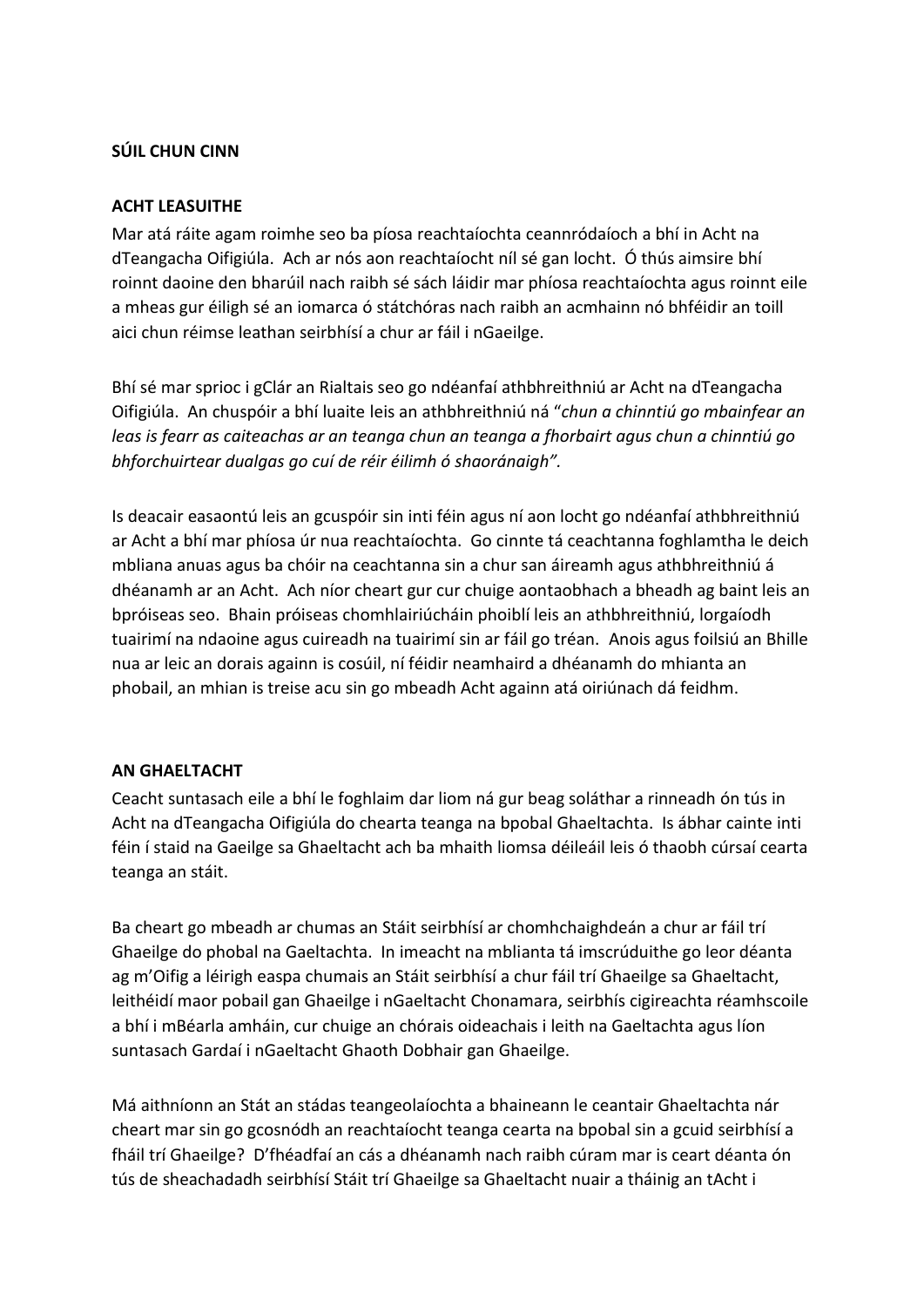**SÚIL CHUN CINN**

**ACHT LEASUITHE**

Mar atá ráite agam roimhe seo ba píosa reachtaíochta ceannródaíoch a bhí in Acht na dTeangacha Oifigiúla. Ach ar nós aon reachtaíocht níl sé gan locht. Ó thús aimsire bhí roinnt daoine den bharúil nach raibh sé sách láidir mar phíosa reachtaíochta agus roinnt eile a mheas gur éiligh sé an iomarca ó státchóras nach raibh an acmhainn nó bhféidir an toill aici chun réimse leathan seirbhísí a chur ar fáil i nGaeilge.

Bhí sé mar sprioc i gClár an Rialtais seo go ndéanfaí athbhreithniú ar Acht na dTeangacha Oifigiúla. An chuspóir a bhí luaite leis an athbhreithniú ná "*chun a chinntiú go mbainfear an leas is fearr as caiteachas ar an teanga chun an teanga a fhorbairt agus chun a chinntiú go bhforchuirtear dualgas go cuí de réir éilimh ó shaoránaigh".*

Is deacair easaontú leis an gcuspóir sin inti féin agus ní aon locht go ndéanfaí athbhreithniú ar Acht a bhí mar phíosa úr nua reachtaíochta. Go cinnte tá ceachtanna foghlamtha le deich mbliana anuas agus ba chóir na ceachtanna sin a chur san áireamh agus athbhreithniú á dhéanamh ar an Acht. Ach níor cheart gur cur chuige aontaobhach a bheadh ag baint leis an bpróiseas seo. Bhain próiseas chomhlairiúcháin phoiblí leis an athbhreithniú, lorgaíodh tuairimí na ndaoine agus cuireadh na tuairimí sin ar fáil go tréan. Anois agus foilsiú an Bhille nua ar leic an dorais againn is cosúil, ní féidir neamhaird a dhéanamh do mhianta an phobail, an mhian is treise acu sin go mbeadh Acht againn atá oiriúnach dá feidhm.

**AN GHAELTACHT**

Ceacht suntasach eile a bhí le foghlaim dar liom ná gur beag soláthar a rinneadh ón tús in Acht na dTeangacha Oifigiúla do chearta teanga na bpobal Ghaeltachta. Is ábhar cainte inti féin í staid na Gaeilge sa Ghaeltacht ach ba mhaith liomsa déileáil leis ó thaobh cúrsaí cearta teanga an stáit.

Ba cheart go mbeadh ar chumas an Stáit seirbhísí ar chomhchaighdeán a chur ar fáil trí Ghaeilge do phobal na Gaeltachta. In imeacht na mblianta tá imscrúduithe go leor déanta ag m'Oifig a léirigh easpa chumais an Stáit seirbhísí a chur fáil trí Ghaeilge sa Ghaeltacht, leithéidí maor pobail gan Ghaeilge i nGaeltacht Chonamara, seirbhís cigireachta réamhscoile a bhí i mBéarla amháin, cur chuige an chórais oideachais i leith na Gaeltachta agus líon suntasach Gardaí i nGaeltacht Ghaoth Dobhair gan Ghaeilge.

Má aithníonn an Stát an stádas teangeolaíochta a bhaineann le ceantair Ghaeltachta nár cheart mar sin go gcosnódh an reachtaíocht teanga cearta na bpobal sin a gcuid seirbhísí a fháil trí Ghaeilge? D'fhéadfaí an cás a dhéanamh nach raibh cúram mar is ceart déanta ón tús de sheachadadh seirbhísí Stáit trí Ghaeilge sa Ghaeltacht nuair a tháinig an tAcht i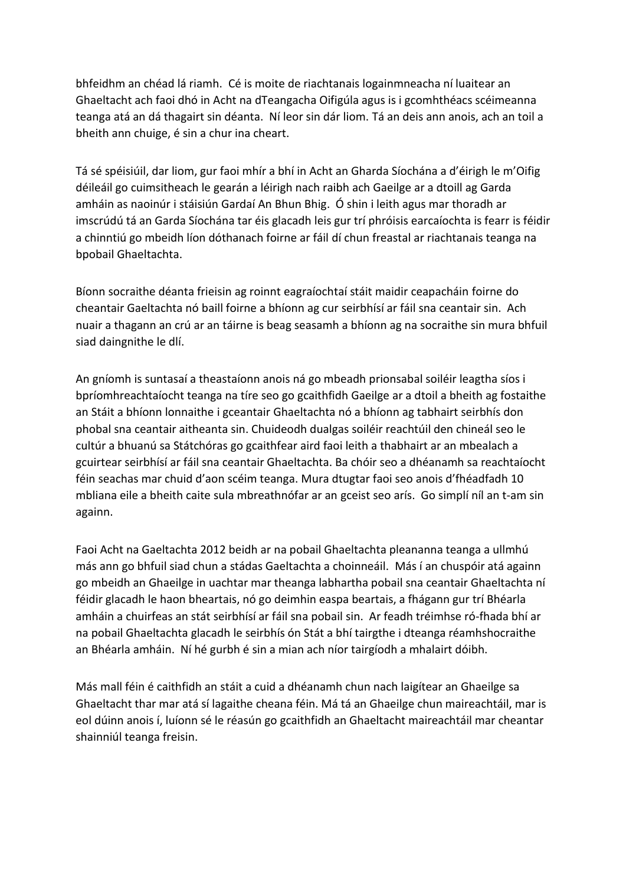bhfeidhm an chéad lá riamh. Cé is moite de riachtanais logainmneacha ní luaitear an Ghaeltacht ach faoi dhó in Acht na dTeangacha Oifigúla agus is i gcomhthéacs scéimeanna teanga atá an dá thagairt sin déanta. Ní leor sin dár liom. Tá an deis ann anois, ach an toil a bheith ann chuige, é sin a chur ina cheart.

Tá sé spéisiúil, dar liom, gur faoi mhír a bhí in Acht an Gharda Síochána a d'éirigh le m'Oifig déileáil go cuimsitheach le gearán a léirigh nach raibh ach Gaeilge ar a dtoill ag Garda amháin as naoinúr i stáisiún Gardaí An Bhun Bhig. Ó shin i leith agus mar thoradh ar imscrúdú tá an Garda Síochána tar éis glacadh leis gur trí phróisis earcaíochta is fearr is féidir a chinntiú go mbeidh líon dóthanach foirne ar fáil dí chun freastal ar riachtanais teanga na bpobail Ghaeltachta.

Bíonn socraithe déanta frieisin ag roinnt eagraíochtaí stáit maidir ceapacháin foirne do cheantair Ghaeltachta nó baill foirne a bhíonn ag cur seirbhísí ar fáil sna ceantair sin. Ach nuair a thagann an crú ar an táirne is beag seasamh a bhíonn ag na socraithe sin mura bhfuil siad daingnithe le dlí.

An gníomh is suntasaí a theastaíonn anois ná go mbeadh prionsabal soiléir leagtha síos i bpríomhreachtaíocht teanga na tíre seo go gcaithfidh Gaeilge ar a dtoil a bheith ag fostaithe an Stáit a bhíonn lonnaithe i gceantair Ghaeltachta nó a bhíonn ag tabhairt seirbhís don phobal sna ceantair aitheanta sin. Chuideodh dualgas soiléir reachtúil den chineál seo le cultúr a bhuanú sa Státchóras go gcaithfear aird faoi leith a thabhairt ar an mbealach a gcuirtear seirbhísí ar fáil sna ceantair Ghaeltachta. Ba chóir seo a dhéanamh sa reachtaíocht féin seachas mar chuid d'aon scéim teanga. Mura dtugtar faoi seo anois d'fhéadfadh 10 mbliana eile a bheith caite sula mbreathnófar ar an gceist seo arís. Go simplí níl an t-am sin againn.

Faoi Acht na Gaeltachta 2012 beidh ar na pobail Ghaeltachta pleananna teanga a ullmhú más ann go bhfuil siad chun a stádas Gaeltachta a choinneáil. Más í an chuspóir atá againn go mbeidh an Ghaeilge in uachtar mar theanga labhartha pobail sna ceantair Ghaeltachta ní féidir glacadh le haon bheartais, nó go deimhin easpa beartais, a fhágann gur trí Bhéarla amháin a chuirfeas an stát seirbhísí ar fáil sna pobail sin. Ar feadh tréimhse ró-fhada bhí ar na pobail Ghaeltachta glacadh le seirbhís ón Stát a bhí tairgthe i dteanga réamhshocraithe an Bhéarla amháin. Ní hé gurbh é sin a mian ach níor tairgíodh a mhalairt dóibh.

Más mall féin é caithfidh an stáit a cuid a dhéanamh chun nach laigítear an Ghaeilge sa Ghaeltacht thar mar atá sí lagaithe cheana féin. Má tá an Ghaeilge chun maireachtáil, mar is eol dúinn anois í, luíonn sé le réasún go gcaithfidh an Ghaeltacht maireachtáil mar cheantar shainniúl teanga freisin.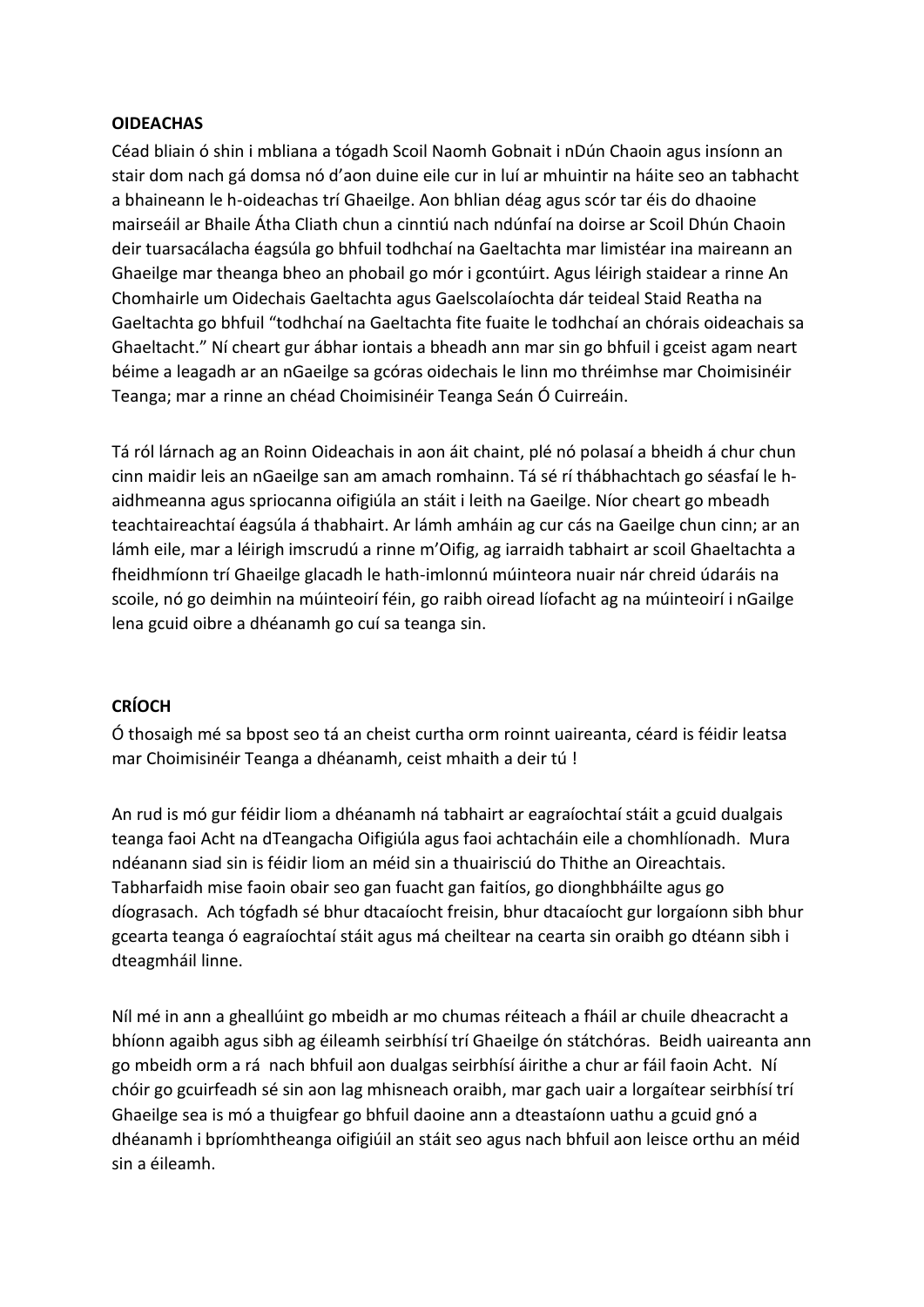**OIDEACHAS**

Céad bliain ó shin i mbliana a tógadh Scoil Naomh Gobnait i nDún Chaoin agus insíonn an stair dom nach gá domsa nó d'aon duine eile cur in luí ar mhuintir na háite seo an tabhacht a bhaineann le h-oideachas trí Ghaeilge. Aon bhlian déag agus scór tar éis do dhaoine mairseáil ar Bhaile Átha Cliath chun a cinntiú nach ndúnfaí na doirse ar Scoil Dhún Chaoin deir tuarsacálacha éagsúla go bhfuil todhchaí na Gaeltachta mar limistéar ina maireann an Ghaeilge mar theanga bheo an phobail go mór i gcontúirt. Agus léirigh staidear a rinne An Chomhairle um Oidechais Gaeltachta agus Gaelscolaíochta dár teideal Staid Reatha na Gaeltachta go bhfuil "todhchaí na Gaeltachta fite fuaite le todhchaí an chórais oideachais sa Ghaeltacht." Ní cheart gur ábhar iontais a bheadh ann mar sin go bhfuil i gceist agam neart béime a leagadh ar an nGaeilge sa gcóras oidechais le linn mo thréimhse mar Choimisinéir Teanga; mar a rinne an chéad Choimisinéir Teanga Seán Ó Cuirreáin.

Tá ról lárnach ag an Roinn Oideachais in aon áit chaint, plé nó polasaí a bheidh á chur chun cinn maidir leis an nGaeilge san am amach romhainn. Tá sé rí thábhachtach go séasfaí le h-aidhmeanna agus spriocanna oifigiúla an stáit i leith na Gaeilge. Níor cheart go mbeadh teachtaireachtaí éagsúla á thabhairt. Ar lámh amháin ag cur cás na Gaeilge chun cinn; ar an lámh eile, mar a léirigh imscrudú a rinne m'Oifig, ag iarraidh tabhairt ar scoil Ghaeltachta a fheidhmíonn trí Ghaeilge glacadh le hath-imlonnú múinteora nuair nár chreid údaráis na scoile, nó go deimhin na múinteoirí féin, go raibh oiread líofacht ag na múinteoirí i nGailge lena gcuid oibre a dhéanamh go cuí sa teanga sin.

**CRÍOCH**

Ó thosaigh mé sa bpost seo tá an cheist curtha orm roinnt uaireanta, céard is féidir leatsa mar Choimisinéir Teanga a dhéanamh, ceist mhaith a deir tú !

An rud is mó gur féidir liom a dhéanamh ná tabhairt ar eagraíochtaí stáit a gcuid dualgais teanga faoi Acht na dTeangacha Oifigiúla agus faoi achtacháin eile a chomhlíonadh. Mura ndéanann siad sin is féidir liom an méid sin a thuairisciú do Thithe an Oireachtais. Tabharfaidh mise faoin obair seo gan fuacht gan faitíos, go dionghbháilte agus go díograsach. Ach tógfadh sé bhur dtacaíocht freisin, bhur dtacaíocht gur lorgaíonn sibh bhur gcearta teanga ó eagraíochtaí stáit agus má cheiltear na cearta sin oraibh go dtéann sibh i dteagmháil linne.

Níl mé in ann a gheallúint go mbeidh ar mo chumas réiteach a fháil ar chuile dheacracht a bhíonn agaibh agus sibh ag éileamh seirbhísí trí Ghaeilge ón státchóras. Beidh uaireanta ann go mbeidh orm a rá nach bhfuil aon dualgas seirbhísí áirithe a chur ar fáil faoin Acht. Ní chóir go gcuirfeadh sé sin aon lag mhisneach oraibh, mar gach uair a lorgaítear seirbhísí trí Ghaeilge sea is mó a thuigfear go bhfuil daoine ann a dteastaíonn uathu a gcuid gnó a dhéanamh i bpríomhtheanga oifigiúil an stáit seo agus nach bhfuil aon leisce orthu an méid sin a éileamh.